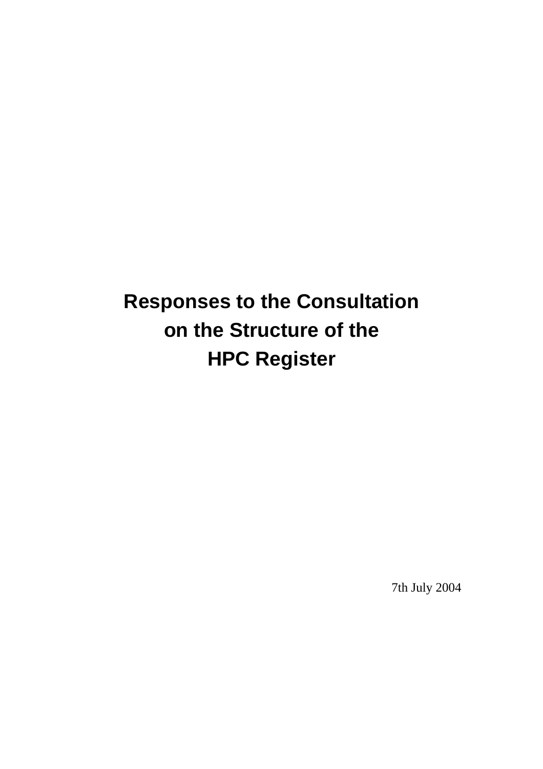# Responses to the Consultation on the Structure of the HPC Register

7th July 2004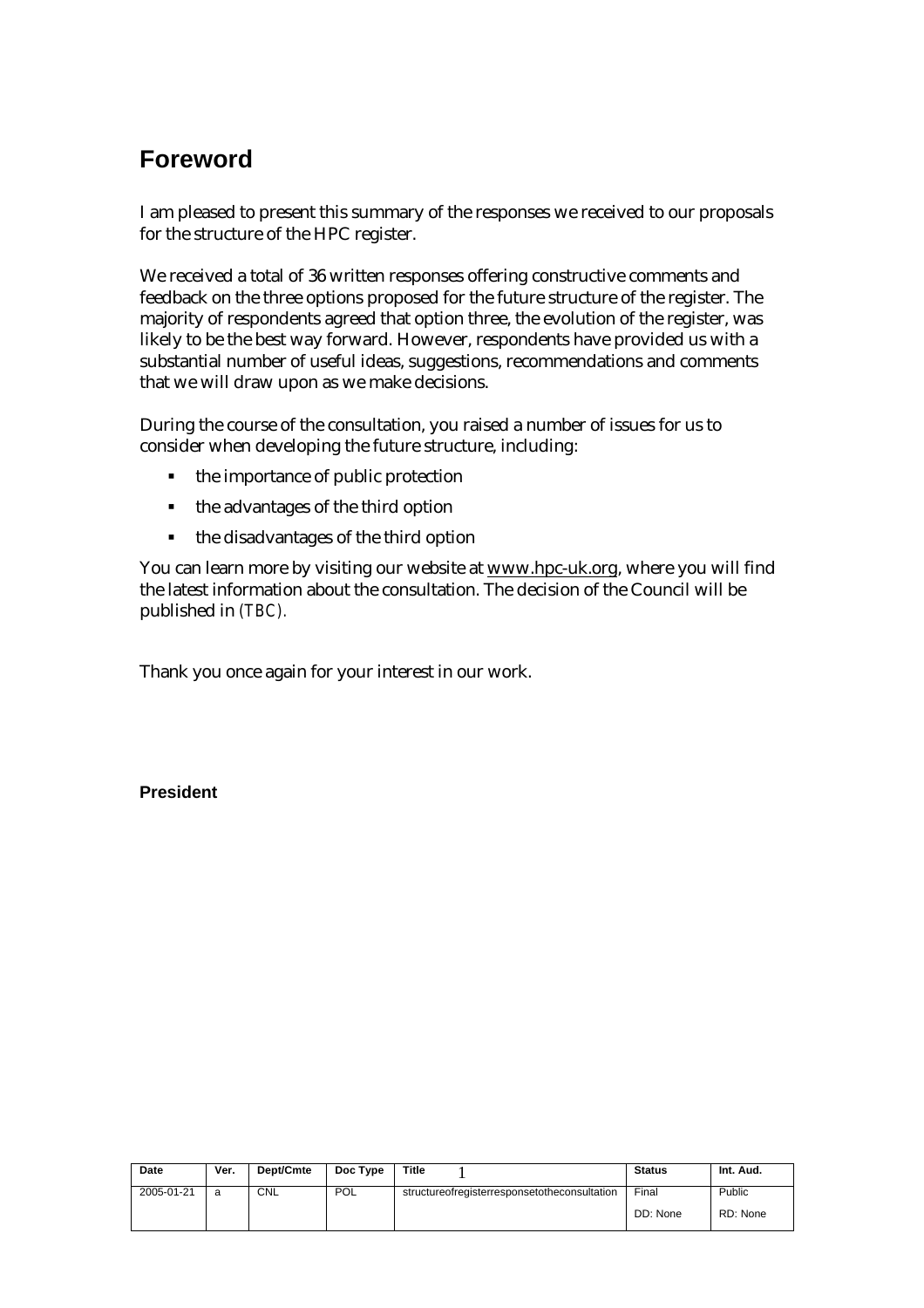# Foreword

I am pleased to present this summary of the responses we received to our proposals for the structure of the HPC register.

We received a total of 36 written responses offering constructive comments and feedback on the three options proposed for the future structure of the register. The majority of respondents agreed that option three, the evolution of the register, was likely to be the best way forward. However, respondents have provided us with a substantial number of useful ideas, suggestions, recommendations and comments that we will draw upon as we make decisions.

During the course of the consultation, you raised a number of issues for us to consider when developing the future structure, including:

- the importance of public protection
- the advantages of the third option
- the disadvantages of the third option

You can learn more by visiting our website at www.hpc-uk.org, where you will find the latest information about the consultation. The decision of the Council will be published in (TBC).

Thank you once again for your interest in our work.

**President**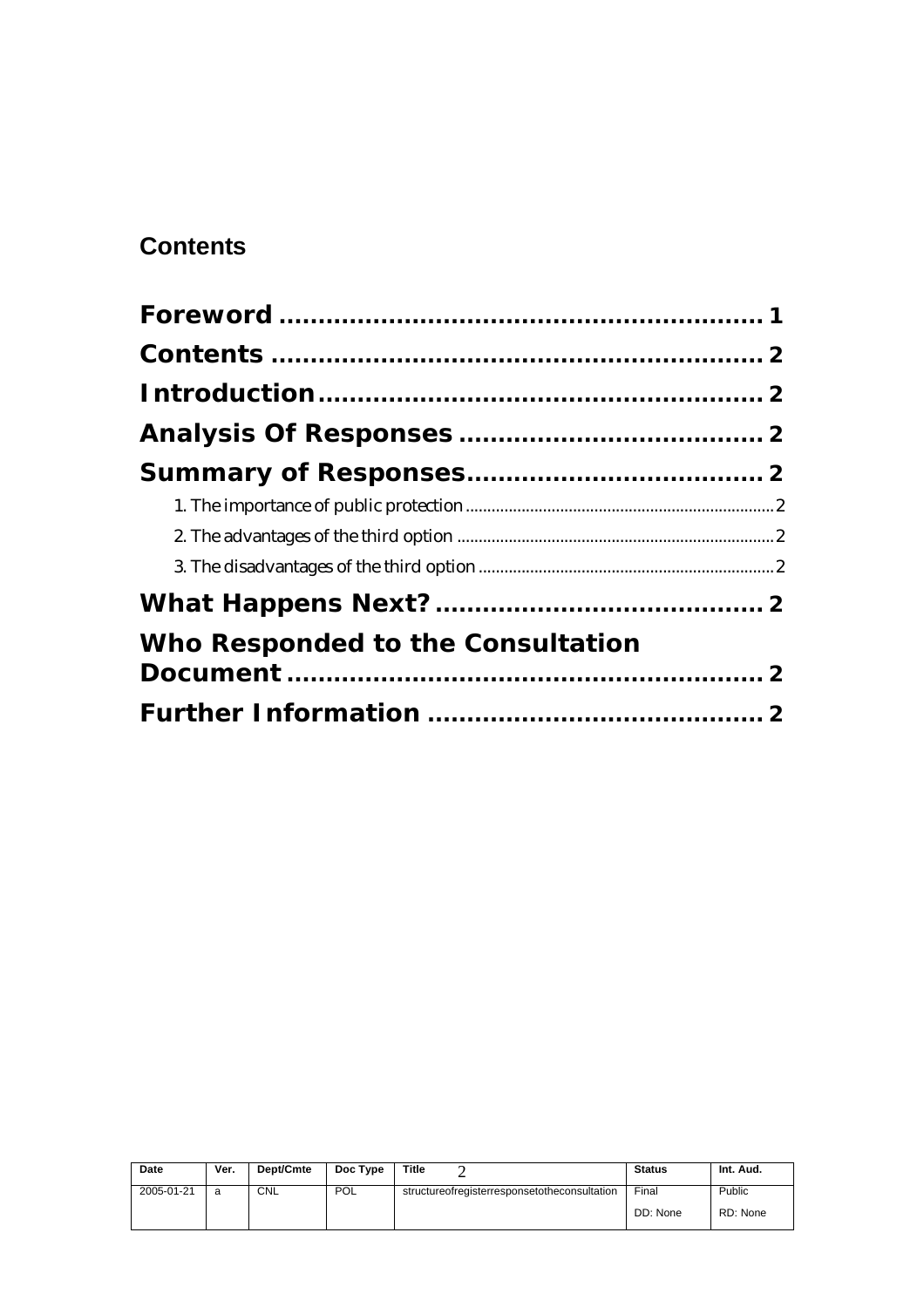## Contents

**Foreword** ........................................................ 1

**Contents** ........................................................ 2

**Introduction** .................................................. 2

**Analysis Of Responses** ................................. 2

**Summary of Responses** .................................. 2

- 1. The importance of public protection ........................................ 2
- 2. The advantages of the third option ........................................ 2
- 3. The disadvantages of the third option ...................................... 2

**What Happens Next?** ...................................... 2

**Who Responded to the Consultation Document** ........................................................ 2

**Further Information** ...................................... 2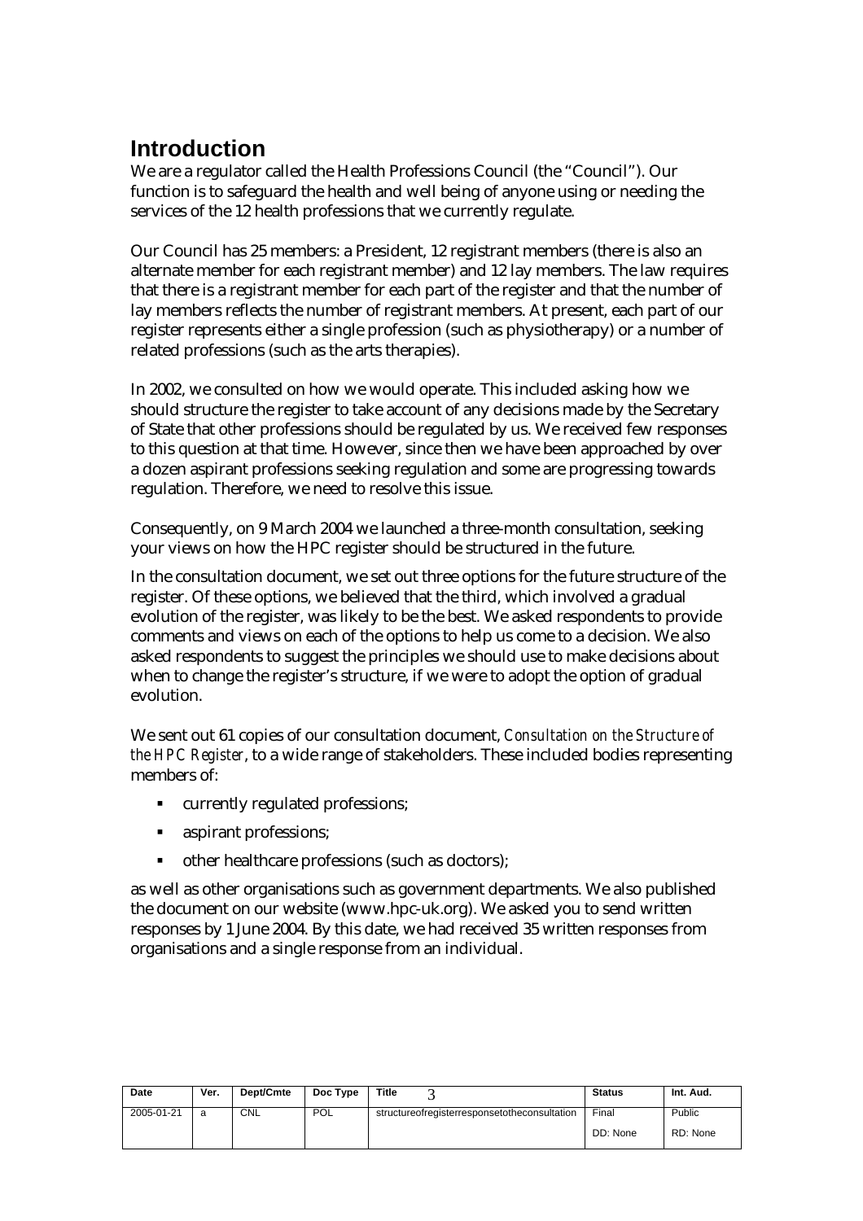# Introduction

We are a regulator called the Health Professions Council (the "Council"). Our function is to safeguard the health and well being of anyone using or needing the services of the 12 health professions that we currently regulate.

Our Council has 25 members: a President, 12 registrant members (there is also an alternate member for each registrant member) and 12 lay members. The law requires that there is a registrant member for each part of the register and that the number of lay members reflects the number of registrant members. At present, each part of our register represents either a single profession (such as physiotherapy) or a number of related professions (such as the arts therapies).

In 2002, we consulted on how we would operate. This included asking how we should structure the register to take account of any decisions made by the Secretary of State that other professions should be regulated by us. We received few responses to this question at that time. However, since then we have been approached by over a dozen aspirant professions seeking regulation and some are progressing towards regulation. Therefore, we need to resolve this issue.

Consequently, on 9 March 2004 we launched a three-month consultation, seeking your views on how the HPC register should be structured in the future.

In the consultation document, we set out three options for the future structure of the register. Of these options, we believed that the third, which involved a gradual evolution of the register, was likely to be the best. We asked respondents to provide comments and views on each of the options to help us come to a decision. We also asked respondents to suggest the principles we should use to make decisions about when to change the register's structure, if we were to adopt the option of gradual evolution.

We sent out 61 copies of our consultation document, *Consultation on the Structure of the HPC Register*, to a wide range of stakeholders. These included bodies representing members of:

- currently regulated professions;
- aspirant professions;
- other healthcare professions (such as doctors);

as well as other organisations such as government departments. We also published the document on our website (www.hpc-uk.org). We asked you to send written responses by 1 June 2004. By this date, we had received 35 written responses from organisations and a single response from an individual.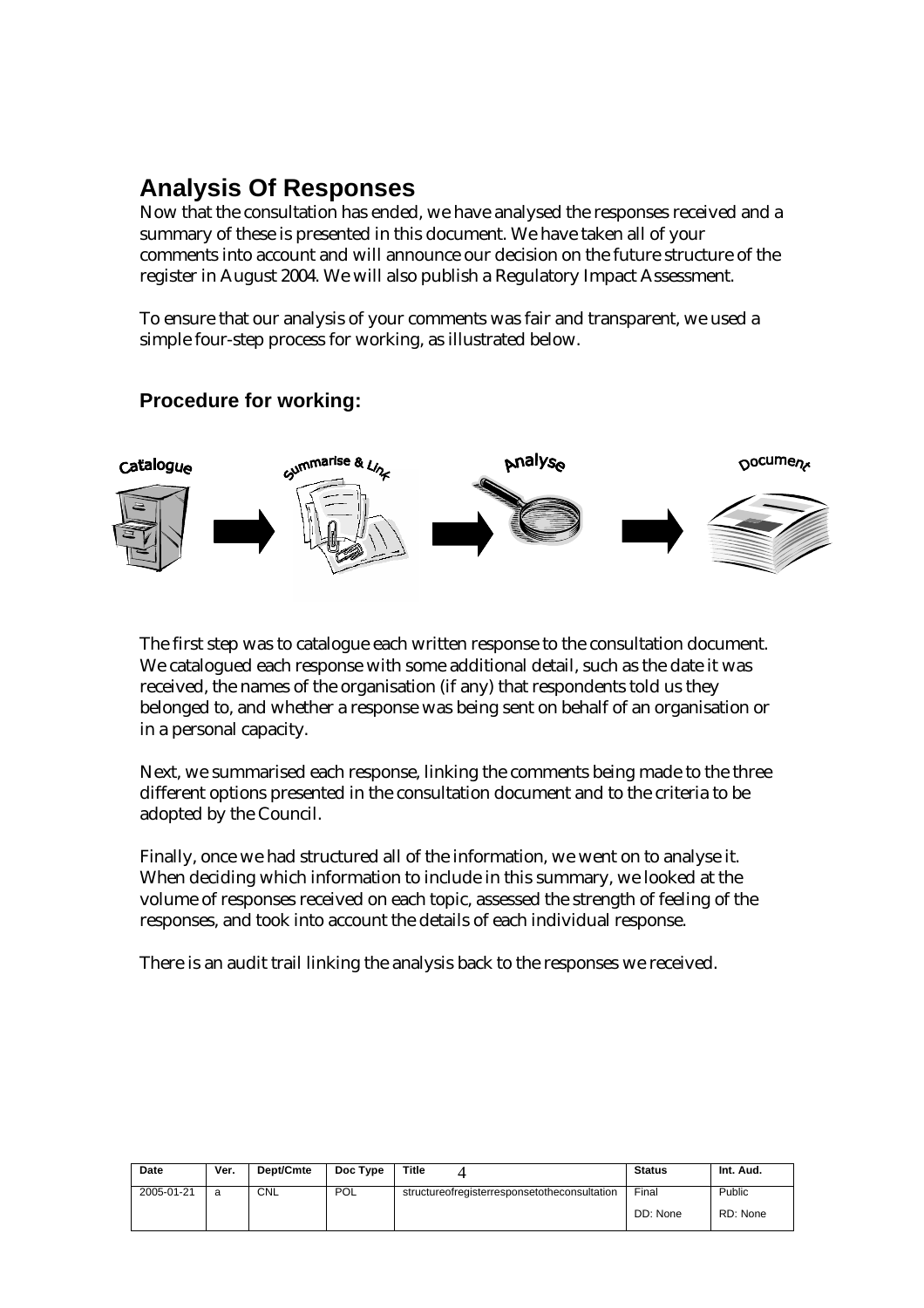## Analysis Of Responses

Now that the consultation has ended, we have analysed the responses received and a summary of these is presented in this document. We have taken all of your comments into account and will announce our decision on the future structure of the register in August 2004. We will also publish a Regulatory Impact Assessment.

To ensure that our analysis of your comments was fair and transparent, we used a simple four-step process for working, as illustrated below.

### Procedure for working:

Catalogue → Summarise & Link → Analyse → Document

The first step was to catalogue each written response to the consultation document. We catalogued each response with some additional detail, such as the date it was received, the names of the organisation (if any) that respondents told us they belonged to, and whether a response was being sent on behalf of an organisation or in a personal capacity.

Next, we summarised each response, linking the comments being made to the three different options presented in the consultation document and to the criteria to be adopted by the Council.

Finally, once we had structured all of the information, we went on to analyse it. When deciding which information to include in this summary, we looked at the volume of responses received on each topic, assessed the strength of feeling of the responses, and took into account the details of each individual response.

There is an audit trail linking the analysis back to the responses we received.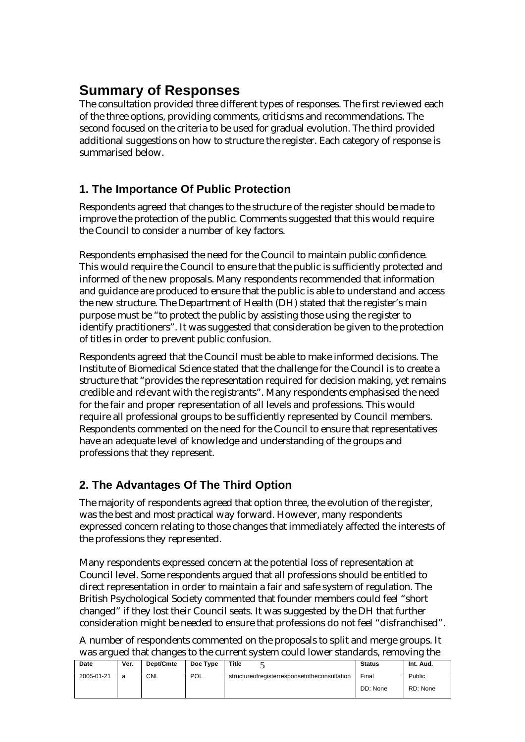# Summary of Responses

The consultation provided three different types of responses. The first reviewed each of the three options, providing comments, criticisms and recommendations. The second focused on the criteria to be used for gradual evolution. The third provided additional suggestions on how to structure the register. Each category of response is summarised below.

## 1. The Importance Of Public Protection

Respondents agreed that changes to the structure of the register should be made to improve the protection of the public. Comments suggested that this would require the Council to consider a number of key factors.

Respondents emphasised the need for the Council to maintain public confidence. This would require the Council to ensure that the public is sufficiently protected and informed of the new proposals. Many respondents recommended that information and guidance are produced to ensure that the public is able to understand and access the new structure. The Department of Health (DH) stated that the register's main purpose must be "to protect the public by assisting those using the register to identify practitioners". It was suggested that consideration be given to the protection of titles in order to prevent public confusion.

Respondents agreed that the Council must be able to make informed decisions. The Institute of Biomedical Science stated that the challenge for the Council is to create a structure that "provides the representation required for decision making, yet remains credible and relevant with the registrants". Many respondents emphasised the need for the fair and proper representation of all levels and professions. This would require all professional groups to be sufficiently represented by Council members. Respondents commented on the need for the Council to ensure that representatives have an adequate level of knowledge and understanding of the groups and professions that they represent.

## 2. The Advantages Of The Third Option

The majority of respondents agreed that option three, the evolution of the register, was the best and most practical way forward. However, many respondents expressed concern relating to those changes that immediately affected the interests of the professions they represented.

Many respondents expressed concern at the potential loss of representation at Council level. Some respondents argued that all professions should be entitled to direct representation in order to maintain a fair and safe system of regulation. The British Psychological Society commented that founder members could feel "short changed" if they lost their Council seats. It was suggested by the DH that further consideration might be needed to ensure that professions do not feel "disfranchised".

A number of respondents commented on the proposals to split and merge groups. It was argued that changes to the current system could lower standards, removing the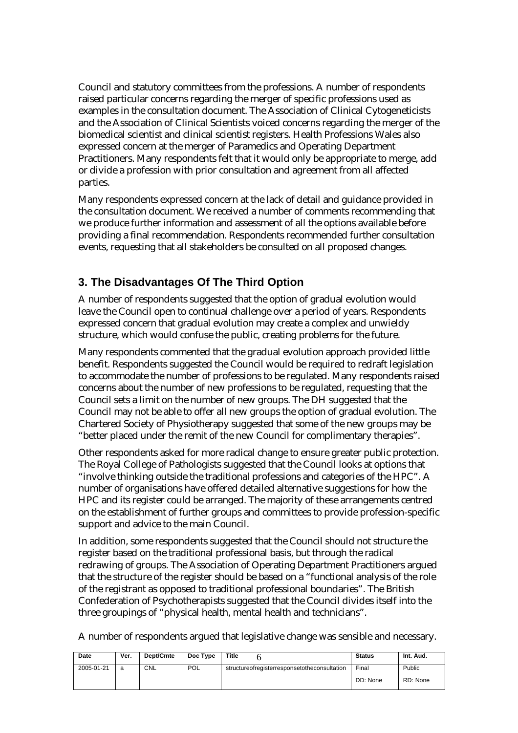Council and statutory committees from the professions. A number of respondents raised particular concerns regarding the merger of specific professions used as examples in the consultation document. The Association of Clinical Cytogeneticists and the Association of Clinical Scientists voiced concerns regarding the merger of the biomedical scientist and clinical scientist registers. Health Professions Wales also expressed concern at the merger of Paramedics and Operating Department Practitioners. Many respondents felt that it would only be appropriate to merge, add or divide a profession with prior consultation and agreement from all affected parties.

Many respondents expressed concern at the lack of detail and guidance provided in the consultation document. We received a number of comments recommending that we produce further information and assessment of all the options available before providing a final recommendation. Respondents recommended further consultation events, requesting that all stakeholders be consulted on all proposed changes.

## 3. The Disadvantages Of The Third Option

A number of respondents suggested that the option of gradual evolution would leave the Council open to continual challenge over a period of years. Respondents expressed concern that gradual evolution may create a complex and unwieldy structure, which would confuse the public, creating problems for the future.

Many respondents commented that the gradual evolution approach provided little benefit. Respondents suggested the Council would be required to redraft legislation to accommodate the number of professions to be regulated. Many respondents raised concerns about the number of new professions to be regulated, requesting that the Council sets a limit on the number of new groups. The DH suggested that the Council may not be able to offer all new groups the option of gradual evolution. The Chartered Society of Physiotherapy suggested that some of the new groups may be "better placed under the remit of the new Council for complimentary therapies".

Other respondents asked for more radical change to ensure greater public protection. The Royal College of Pathologists suggested that the Council looks at options that "involve thinking outside the traditional professions and categories of the HPC". A number of organisations have offered detailed alternative suggestions for how the HPC and its register could be arranged. The majority of these arrangements centred on the establishment of further groups and committees to provide profession-specific support and advice to the main Council.

In addition, some respondents suggested that the Council should not structure the register based on the traditional professional basis, but through the radical redrawing of groups. The Association of Operating Department Practitioners argued that the structure of the register should be based on a "functional analysis of the role of the registrant as opposed to traditional professional boundaries". The British Confederation of Psychotherapists suggested that the Council divides itself into the three groupings of "physical health, mental health and technicians".

A number of respondents argued that legislative change was sensible and necessary.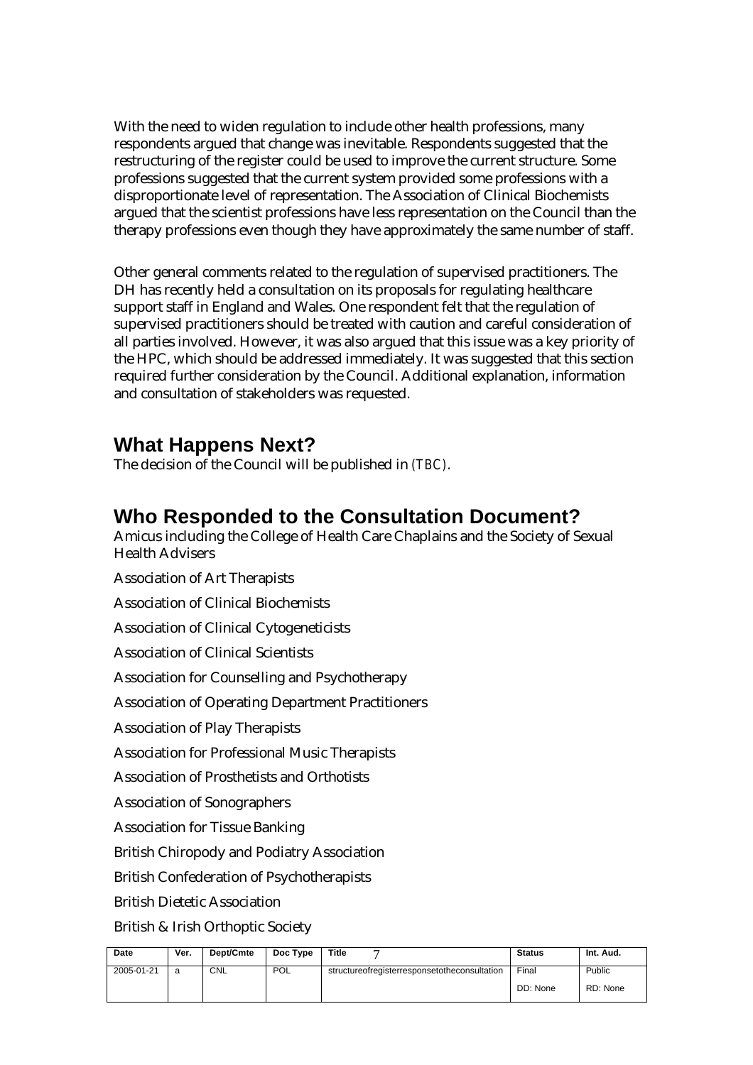With the need to widen regulation to include other health professions, many respondents argued that change was inevitable. Respondents suggested that the restructuring of the register could be used to improve the current structure. Some professions suggested that the current system provided some professions with a disproportionate level of representation. The Association of Clinical Biochemists argued that the scientist professions have less representation on the Council than the therapy professions even though they have approximately the same number of staff.

Other general comments related to the regulation of supervised practitioners. The DH has recently held a consultation on its proposals for regulating healthcare support staff in England and Wales. One respondent felt that the regulation of supervised practitioners should be treated with caution and careful consideration of all parties involved. However, it was also argued that this issue was a key priority of the HPC, which should be addressed immediately. It was suggested that this section required further consideration by the Council. Additional explanation, information and consultation of stakeholders was requested.

## What Happens Next?

The decision of the Council will be published in (TBC).

## Who Responded to the Consultation Document?

Amicus including the College of Health Care Chaplains and the Society of Sexual Health Advisers

Association of Art Therapists

Association of Clinical Biochemists

Association of Clinical Cytogeneticists

Association of Clinical Scientists

Association for Counselling and Psychotherapy

Association of Operating Department Practitioners

Association of Play Therapists

Association for Professional Music Therapists

Association of Prosthetists and Orthotists

Association of Sonographers

Association for Tissue Banking

British Chiropody and Podiatry Association

British Confederation of Psychotherapists

British Dietetic Association

British & Irish Orthoptic Society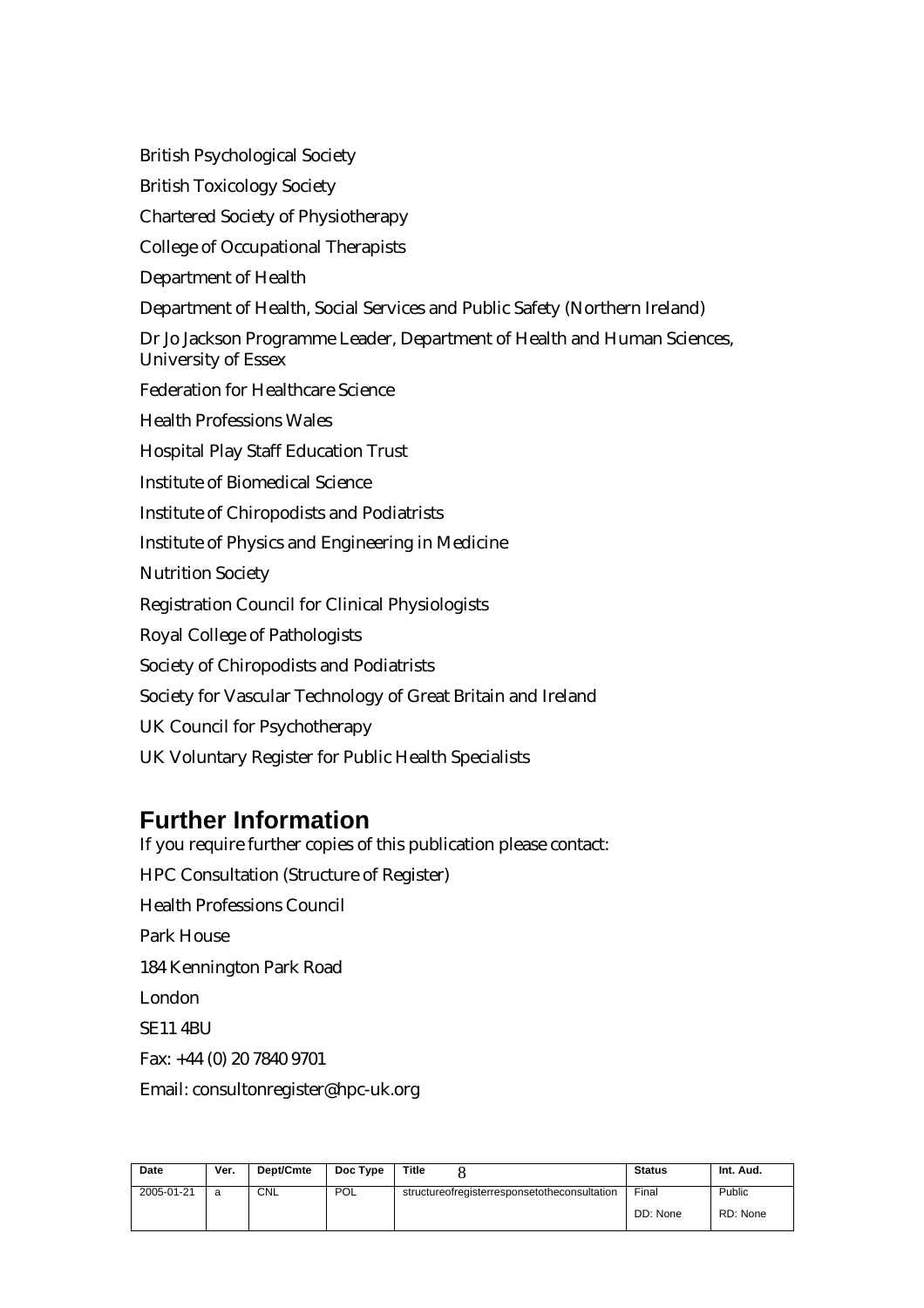British Psychological Society

British Toxicology Society

Chartered Society of Physiotherapy

College of Occupational Therapists

Department of Health

Department of Health, Social Services and Public Safety (Northern Ireland)

Dr Jo Jackson Programme Leader, Department of Health and Human Sciences, University of Essex

Federation for Healthcare Science

Health Professions Wales

Hospital Play Staff Education Trust

Institute of Biomedical Science

Institute of Chiropodists and Podiatrists

Institute of Physics and Engineering in Medicine

Nutrition Society

Registration Council for Clinical Physiologists

Royal College of Pathologists

Society of Chiropodists and Podiatrists

Society for Vascular Technology of Great Britain and Ireland

UK Council for Psychotherapy

UK Voluntary Register for Public Health Specialists

## Further Information

If you require further copies of this publication please contact:

HPC Consultation (Structure of Register)

Health Professions Council

Park House

184 Kennington Park Road

London

SE11 4BU

Fax: +44 (0) 20 7840 9701

Email: consultonregister@hpc-uk.org